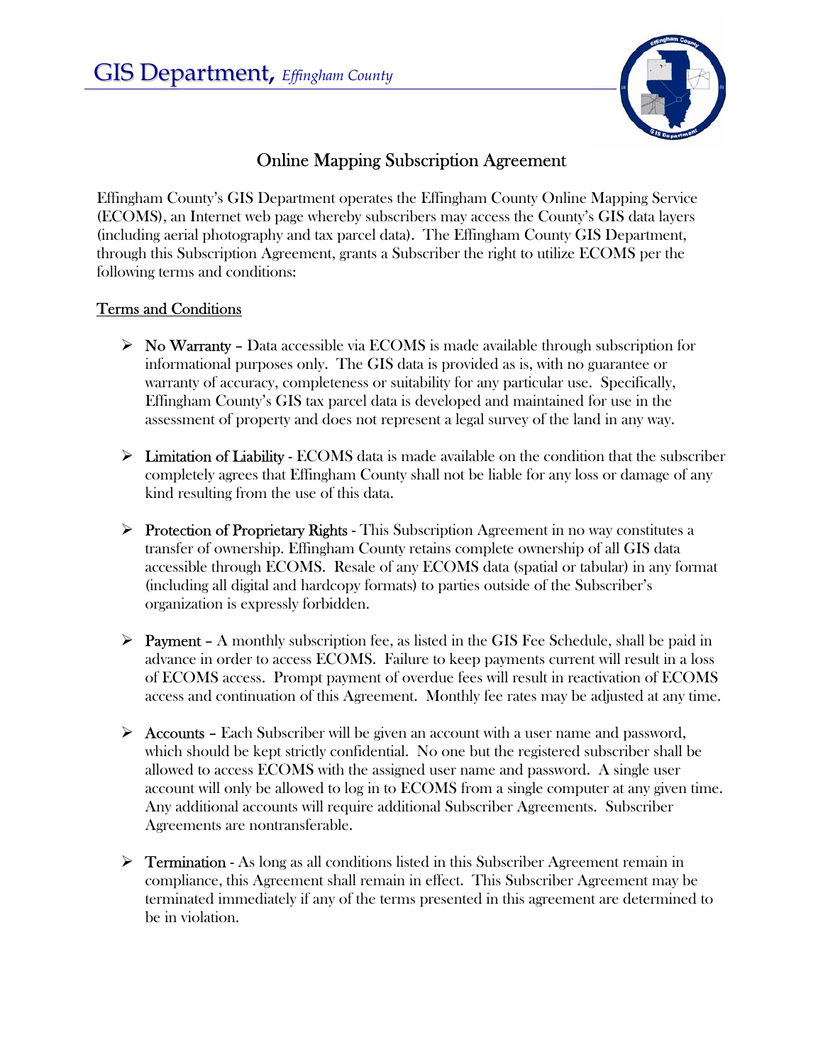# GIS Department, *Effingham County*

## Online Mapping Subscription Agreement

Effingham County's GIS Department operates the Effingham County Online Mapping Service (ECOMS), an Internet web page whereby subscribers may access the County's GIS data layers (including aerial photography and tax parcel data). The Effingham County GIS Department, through this Subscription Agreement, grants a Subscriber the right to utilize ECOMS per the following terms and conditions:

### Terms and Conditions

- **No Warranty** – Data accessible via ECOMS is made available through subscription for informational purposes only. The GIS data is provided as is, with no guarantee or warranty of accuracy, completeness or suitability for any particular use. Specifically, Effingham County's GIS tax parcel data is developed and maintained for use in the assessment of property and does not represent a legal survey of the land in any way.

- **Limitation of Liability** - ECOMS data is made available on the condition that the subscriber completely agrees that Effingham County shall not be liable for any loss or damage of any kind resulting from the use of this data.

- **Protection of Proprietary Rights** - This Subscription Agreement in no way constitutes a transfer of ownership. Effingham County retains complete ownership of all GIS data accessible through ECOMS. Resale of any ECOMS data (spatial or tabular) in any format (including all digital and hardcopy formats) to parties outside of the Subscriber's organization is expressly forbidden.

- **Payment** – A monthly subscription fee, as listed in the GIS Fee Schedule, shall be paid in advance in order to access ECOMS. Failure to keep payments current will result in a loss of ECOMS access. Prompt payment of overdue fees will result in reactivation of ECOMS access and continuation of this Agreement. Monthly fee rates may be adjusted at any time.

- **Accounts** – Each Subscriber will be given an account with a user name and password, which should be kept strictly confidential. No one but the registered subscriber shall be allowed to access ECOMS with the assigned user name and password. A single user account will only be allowed to log in to ECOMS from a single computer at any given time. Any additional accounts will require additional Subscriber Agreements. Subscriber Agreements are nontransferable.

- **Termination** - As long as all conditions listed in this Subscriber Agreement remain in compliance, this Agreement shall remain in effect. This Subscriber Agreement may be terminated immediately if any of the terms presented in this agreement are determined to be in violation.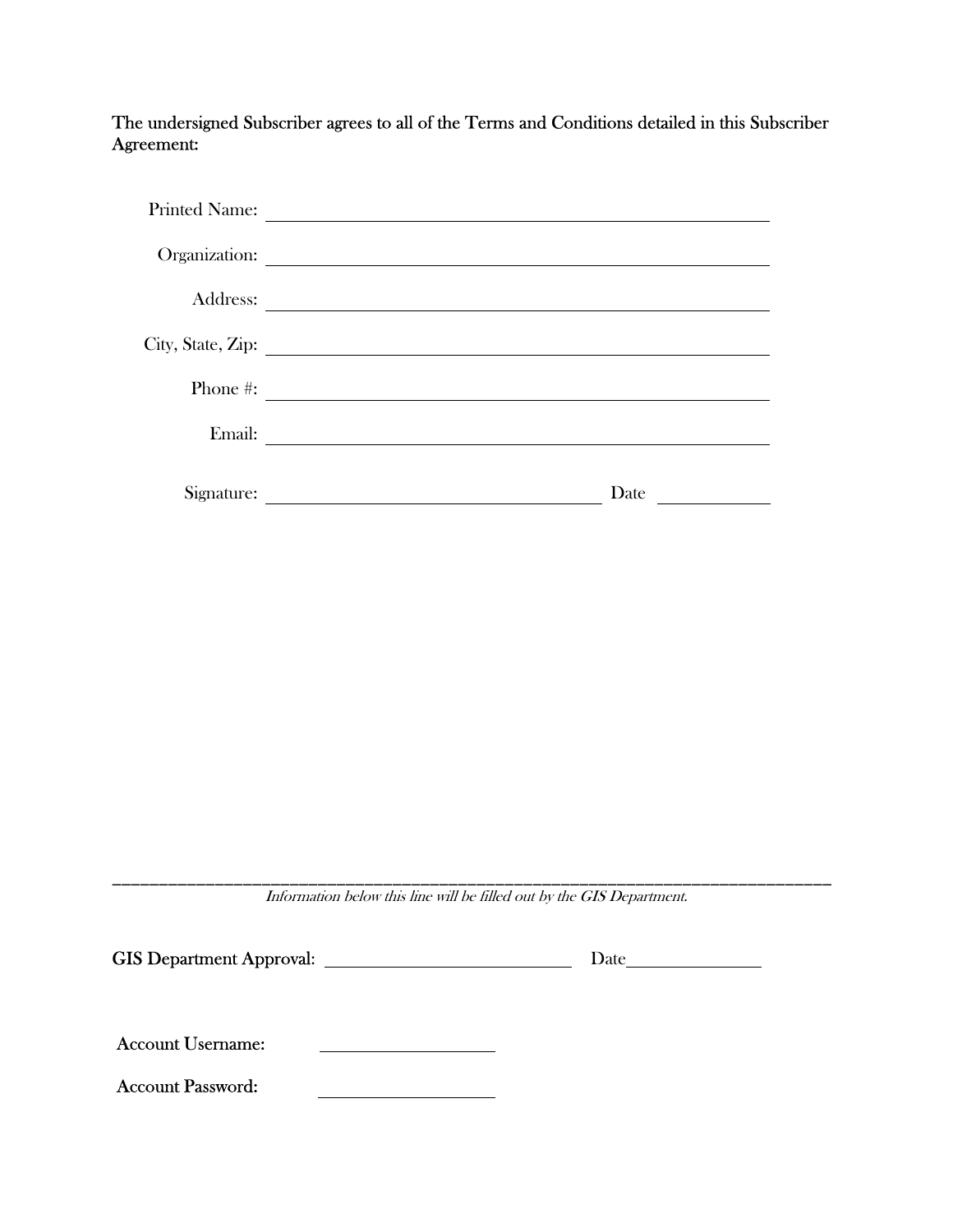The undersigned Subscriber agrees to all of the Terms and Conditions detailed in this Subscriber Agreement:

Printed Name: ______________________________________________

Organization: ______________________________________________

Address: ______________________________________________

City, State, Zip: ______________________________________________

Phone #: ______________________________________________

Email: ______________________________________________

Signature: ______________________________ Date __________

---

*Information below this line will be filled out by the GIS Department.*

GIS Department Approval: ______________________ Date____________

Account Username: ________________

Account Password: ________________